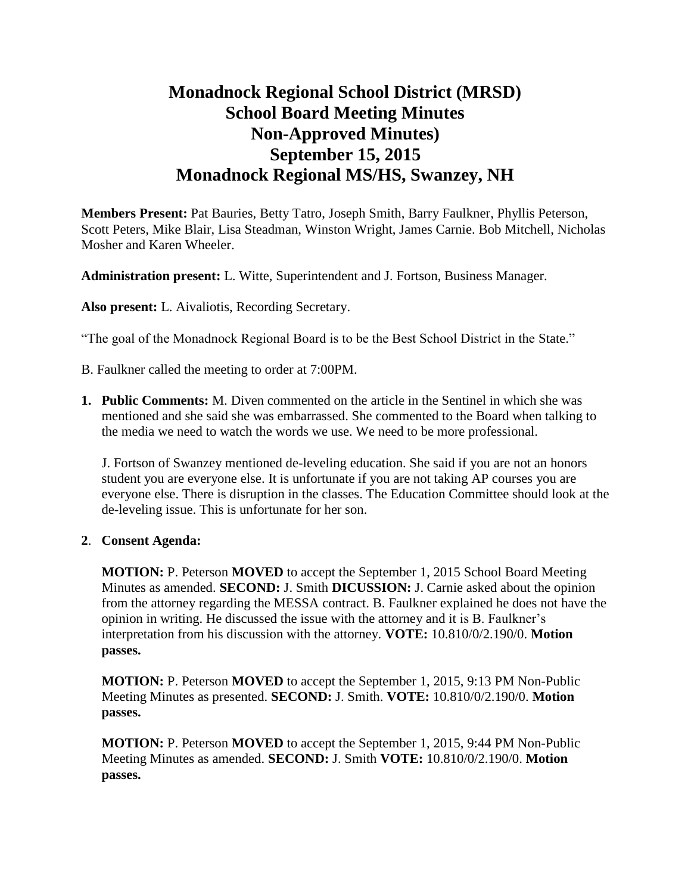# Monadnock Regional School District (MRSD)
# School Board Meeting Minutes
# Non-Approved Minutes)
# September 15, 2015
# Monadnock Regional MS/HS, Swanzey, NH

**Members Present:** Pat Bauries, Betty Tatro, Joseph Smith, Barry Faulkner, Phyllis Peterson, Scott Peters, Mike Blair, Lisa Steadman, Winston Wright, James Carnie. Bob Mitchell, Nicholas Mosher and Karen Wheeler.

**Administration present:** L. Witte, Superintendent and J. Fortson, Business Manager.

**Also present:** L. Aivaliotis, Recording Secretary.

"The goal of the Monadnock Regional Board is to be the Best School District in the State."

B. Faulkner called the meeting to order at 7:00PM.

1. **Public Comments:** M. Diven commented on the article in the Sentinel in which she was mentioned and she said she was embarrassed. She commented to the Board when talking to the media we need to watch the words we use. We need to be more professional.

   J. Fortson of Swanzey mentioned de-leveling education. She said if you are not an honors student you are everyone else. It is unfortunate if you are not taking AP courses you are everyone else. There is disruption in the classes. The Education Committee should look at the de-leveling issue. This is unfortunate for her son.

2. **Consent Agenda:**

   **MOTION:** P. Peterson **MOVED** to accept the September 1, 2015 School Board Meeting Minutes as amended. **SECOND:** J. Smith **DICUSSION:** J. Carnie asked about the opinion from the attorney regarding the MESSA contract. B. Faulkner explained he does not have the opinion in writing. He discussed the issue with the attorney and it is B. Faulkner's interpretation from his discussion with the attorney. **VOTE:** 10.810/0/2.190/0. **Motion passes.**

   **MOTION:** P. Peterson **MOVED** to accept the September 1, 2015, 9:13 PM Non-Public Meeting Minutes as presented. **SECOND:** J. Smith. **VOTE:** 10.810/0/2.190/0. **Motion passes.**

   **MOTION:** P. Peterson **MOVED** to accept the September 1, 2015, 9:44 PM Non-Public Meeting Minutes as amended. **SECOND:** J. Smith **VOTE:** 10.810/0/2.190/0. **Motion passes.**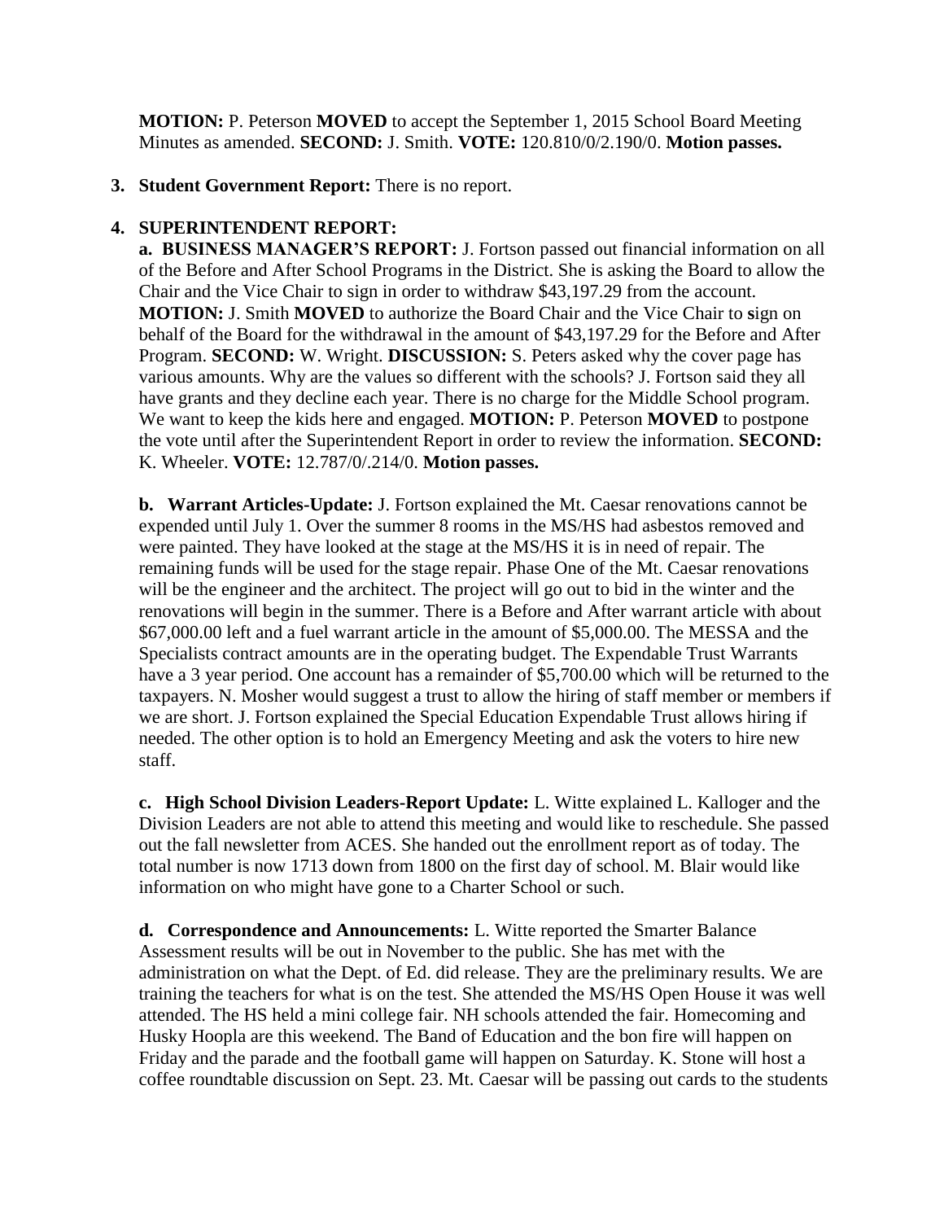**MOTION:** P. Peterson **MOVED** to accept the September 1, 2015 School Board Meeting Minutes as amended. **SECOND:** J. Smith. **VOTE:** 120.810/0/2.190/0. **Motion passes.**

3. **Student Government Report:** There is no report.

4. **SUPERINTENDENT REPORT:**

**a. BUSINESS MANAGER'S REPORT:** J. Fortson passed out financial information on all of the Before and After School Programs in the District. She is asking the Board to allow the Chair and the Vice Chair to sign in order to withdraw $43,197.29 from the account. **MOTION:** J. Smith **MOVED** to authorize the Board Chair and the Vice Chair to **s**ign on behalf of the Board for the withdrawal in the amount of $43,197.29 for the Before and After Program. **SECOND:** W. Wright. **DISCUSSION:** S. Peters asked why the cover page has various amounts. Why are the values so different with the schools? J. Fortson said they all have grants and they decline each year. There is no charge for the Middle School program. We want to keep the kids here and engaged. **MOTION:** P. Peterson **MOVED** to postpone the vote until after the Superintendent Report in order to review the information. **SECOND:** K. Wheeler. **VOTE:** 12.787/0/.214/0. **Motion passes.**

**b. Warrant Articles-Update:** J. Fortson explained the Mt. Caesar renovations cannot be expended until July 1. Over the summer 8 rooms in the MS/HS had asbestos removed and were painted. They have looked at the stage at the MS/HS it is in need of repair. The remaining funds will be used for the stage repair. Phase One of the Mt. Caesar renovations will be the engineer and the architect. The project will go out to bid in the winter and the renovations will begin in the summer. There is a Before and After warrant article with about $67,000.00 left and a fuel warrant article in the amount of $5,000.00. The MESSA and the Specialists contract amounts are in the operating budget. The Expendable Trust Warrants have a 3 year period. One account has a remainder of $5,700.00 which will be returned to the taxpayers. N. Mosher would suggest a trust to allow the hiring of staff member or members if we are short. J. Fortson explained the Special Education Expendable Trust allows hiring if needed. The other option is to hold an Emergency Meeting and ask the voters to hire new staff.

**c. High School Division Leaders-Report Update:** L. Witte explained L. Kalloger and the Division Leaders are not able to attend this meeting and would like to reschedule. She passed out the fall newsletter from ACES. She handed out the enrollment report as of today. The total number is now 1713 down from 1800 on the first day of school. M. Blair would like information on who might have gone to a Charter School or such.

**d. Correspondence and Announcements:** L. Witte reported the Smarter Balance Assessment results will be out in November to the public. She has met with the administration on what the Dept. of Ed. did release. They are the preliminary results. We are training the teachers for what is on the test. She attended the MS/HS Open House it was well attended. The HS held a mini college fair. NH schools attended the fair. Homecoming and Husky Hoopla are this weekend. The Band of Education and the bon fire will happen on Friday and the parade and the football game will happen on Saturday. K. Stone will host a coffee roundtable discussion on Sept. 23. Mt. Caesar will be passing out cards to the students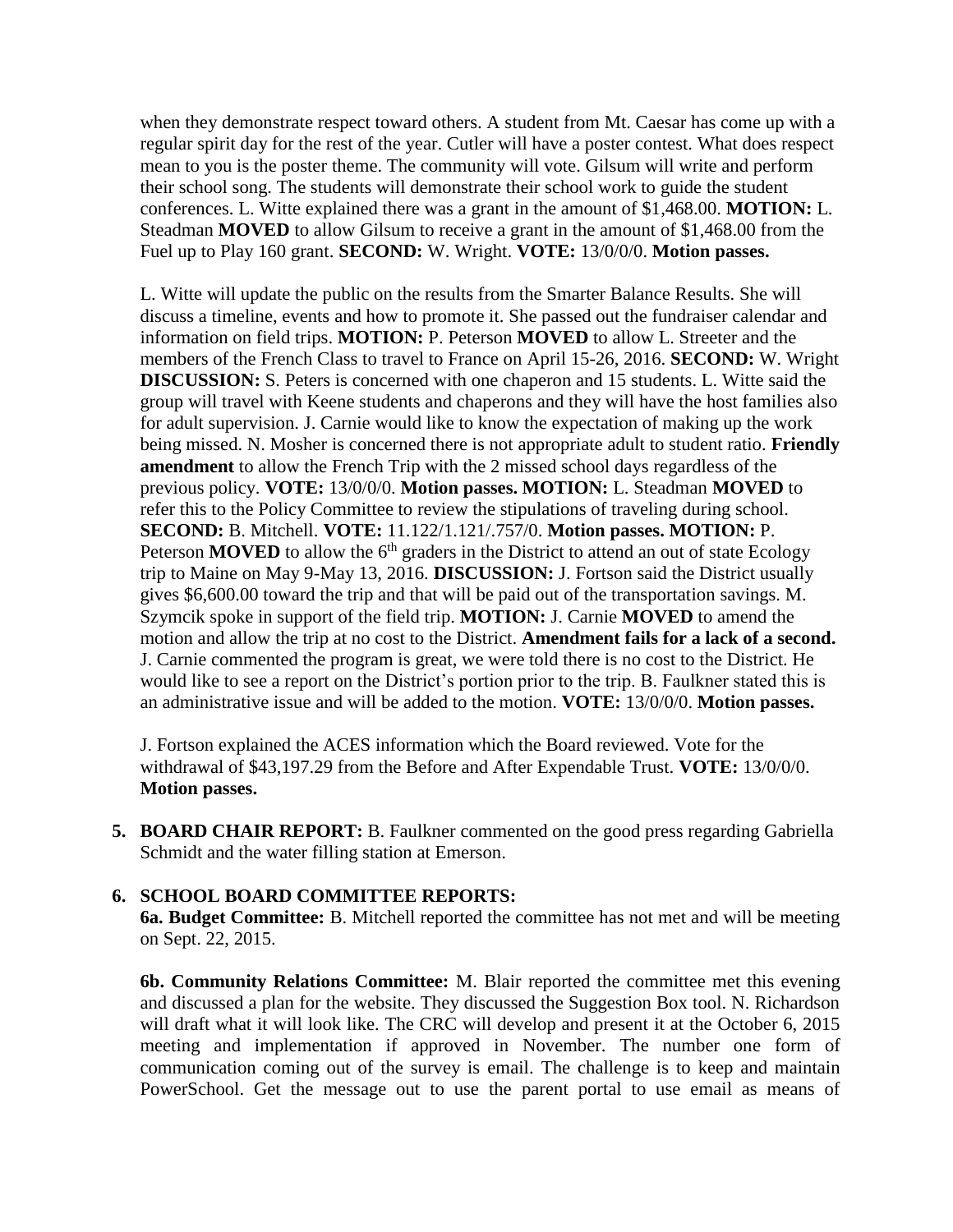when they demonstrate respect toward others. A student from Mt. Caesar has come up with a regular spirit day for the rest of the year. Cutler will have a poster contest. What does respect mean to you is the poster theme. The community will vote. Gilsum will write and perform their school song. The students will demonstrate their school work to guide the student conferences. L. Witte explained there was a grant in the amount of $1,468.00. **MOTION:** L. Steadman **MOVED** to allow Gilsum to receive a grant in the amount of $1,468.00 from the Fuel up to Play 160 grant. **SECOND:** W. Wright. **VOTE:** 13/0/0/0. **Motion passes.**

L. Witte will update the public on the results from the Smarter Balance Results. She will discuss a timeline, events and how to promote it. She passed out the fundraiser calendar and information on field trips. **MOTION:** P. Peterson **MOVED** to allow L. Streeter and the members of the French Class to travel to France on April 15-26, 2016. **SECOND:** W. Wright **DISCUSSION:** S. Peters is concerned with one chaperon and 15 students. L. Witte said the group will travel with Keene students and chaperons and they will have the host families also for adult supervision. J. Carnie would like to know the expectation of making up the work being missed. N. Mosher is concerned there is not appropriate adult to student ratio. **Friendly amendment** to allow the French Trip with the 2 missed school days regardless of the previous policy. **VOTE:** 13/0/0/0. **Motion passes. MOTION:** L. Steadman **MOVED** to refer this to the Policy Committee to review the stipulations of traveling during school. **SECOND:** B. Mitchell. **VOTE:** 11.122/1.121/.757/0. **Motion passes. MOTION:** P. Peterson **MOVED** to allow the 6th graders in the District to attend an out of state Ecology trip to Maine on May 9-May 13, 2016. **DISCUSSION:** J. Fortson said the District usually gives $6,600.00 toward the trip and that will be paid out of the transportation savings. M. Szymcik spoke in support of the field trip. **MOTION:** J. Carnie **MOVED** to amend the motion and allow the trip at no cost to the District. **Amendment fails for a lack of a second.** J. Carnie commented the program is great, we were told there is no cost to the District. He would like to see a report on the District's portion prior to the trip. B. Faulkner stated this is an administrative issue and will be added to the motion. **VOTE:** 13/0/0/0. **Motion passes.**

J. Fortson explained the ACES information which the Board reviewed. Vote for the withdrawal of $43,197.29 from the Before and After Expendable Trust. **VOTE:** 13/0/0/0. **Motion passes.**

**5. BOARD CHAIR REPORT:** B. Faulkner commented on the good press regarding Gabriella Schmidt and the water filling station at Emerson.

**6. SCHOOL BOARD COMMITTEE REPORTS:**

**6a. Budget Committee:** B. Mitchell reported the committee has not met and will be meeting on Sept. 22, 2015.

**6b. Community Relations Committee:** M. Blair reported the committee met this evening and discussed a plan for the website. They discussed the Suggestion Box tool. N. Richardson will draft what it will look like. The CRC will develop and present it at the October 6, 2015 meeting and implementation if approved in November. The number one form of communication coming out of the survey is email. The challenge is to keep and maintain PowerSchool. Get the message out to use the parent portal to use email as means of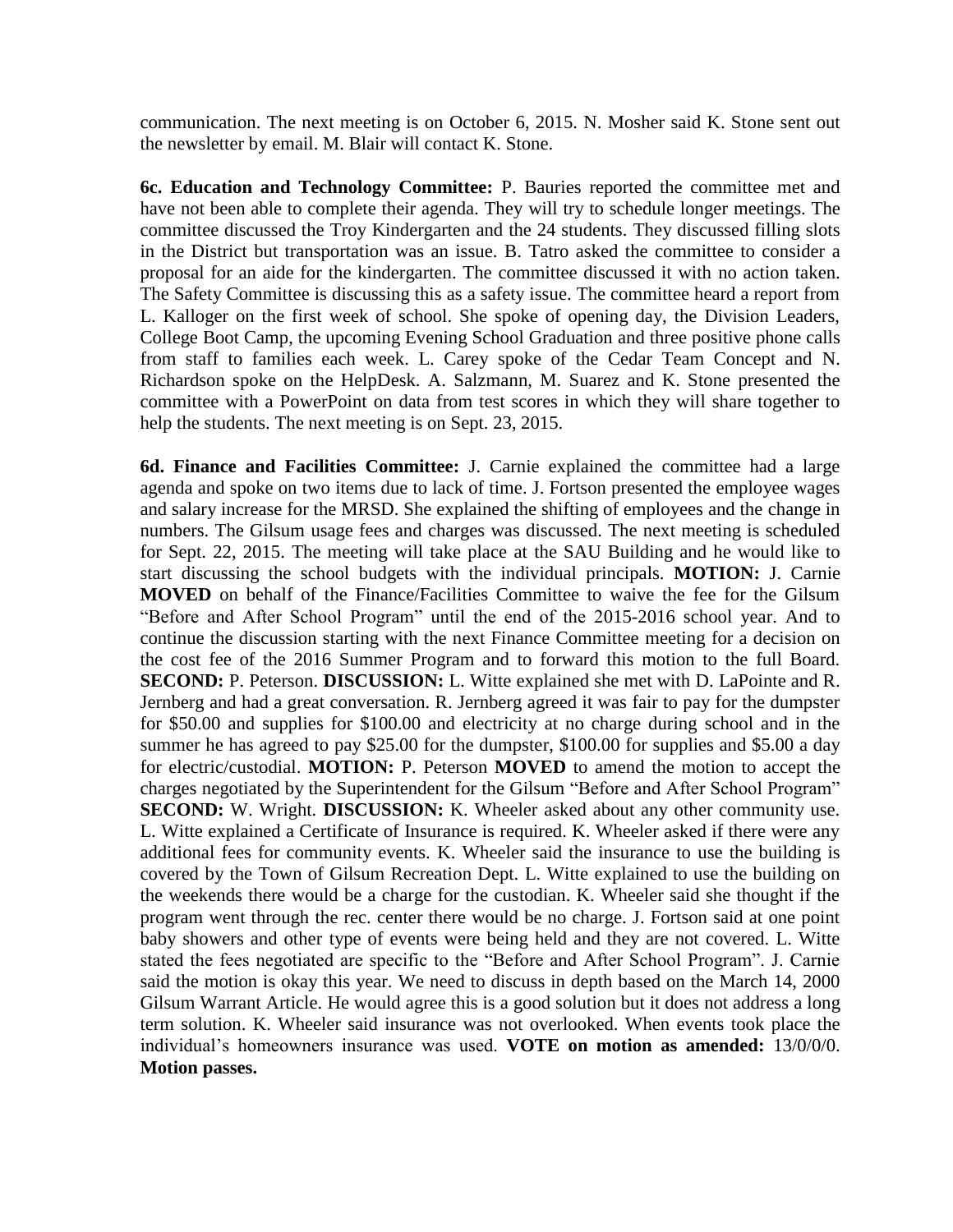communication. The next meeting is on October 6, 2015. N. Mosher said K. Stone sent out the newsletter by email. M. Blair will contact K. Stone.

**6c. Education and Technology Committee:** P. Bauries reported the committee met and have not been able to complete their agenda. They will try to schedule longer meetings. The committee discussed the Troy Kindergarten and the 24 students. They discussed filling slots in the District but transportation was an issue. B. Tatro asked the committee to consider a proposal for an aide for the kindergarten. The committee discussed it with no action taken. The Safety Committee is discussing this as a safety issue. The committee heard a report from L. Kalloger on the first week of school. She spoke of opening day, the Division Leaders, College Boot Camp, the upcoming Evening School Graduation and three positive phone calls from staff to families each week. L. Carey spoke of the Cedar Team Concept and N. Richardson spoke on the HelpDesk. A. Salzmann, M. Suarez and K. Stone presented the committee with a PowerPoint on data from test scores in which they will share together to help the students. The next meeting is on Sept. 23, 2015.

**6d. Finance and Facilities Committee:** J. Carnie explained the committee had a large agenda and spoke on two items due to lack of time. J. Fortson presented the employee wages and salary increase for the MRSD. She explained the shifting of employees and the change in numbers. The Gilsum usage fees and charges was discussed. The next meeting is scheduled for Sept. 22, 2015. The meeting will take place at the SAU Building and he would like to start discussing the school budgets with the individual principals. **MOTION:** J. Carnie **MOVED** on behalf of the Finance/Facilities Committee to waive the fee for the Gilsum "Before and After School Program" until the end of the 2015-2016 school year. And to continue the discussion starting with the next Finance Committee meeting for a decision on the cost fee of the 2016 Summer Program and to forward this motion to the full Board. **SECOND:** P. Peterson. **DISCUSSION:** L. Witte explained she met with D. LaPointe and R. Jernberg and had a great conversation. R. Jernberg agreed it was fair to pay for the dumpster for $50.00 and supplies for $100.00 and electricity at no charge during school and in the summer he has agreed to pay $25.00 for the dumpster, $100.00 for supplies and $5.00 a day for electric/custodial. **MOTION:** P. Peterson **MOVED** to amend the motion to accept the charges negotiated by the Superintendent for the Gilsum "Before and After School Program" **SECOND:** W. Wright. **DISCUSSION:** K. Wheeler asked about any other community use. L. Witte explained a Certificate of Insurance is required. K. Wheeler asked if there were any additional fees for community events. K. Wheeler said the insurance to use the building is covered by the Town of Gilsum Recreation Dept. L. Witte explained to use the building on the weekends there would be a charge for the custodian. K. Wheeler said she thought if the program went through the rec. center there would be no charge. J. Fortson said at one point baby showers and other type of events were being held and they are not covered. L. Witte stated the fees negotiated are specific to the "Before and After School Program". J. Carnie said the motion is okay this year. We need to discuss in depth based on the March 14, 2000 Gilsum Warrant Article. He would agree this is a good solution but it does not address a long term solution. K. Wheeler said insurance was not overlooked. When events took place the individual's homeowners insurance was used. **VOTE on motion as amended:** 13/0/0/0. **Motion passes.**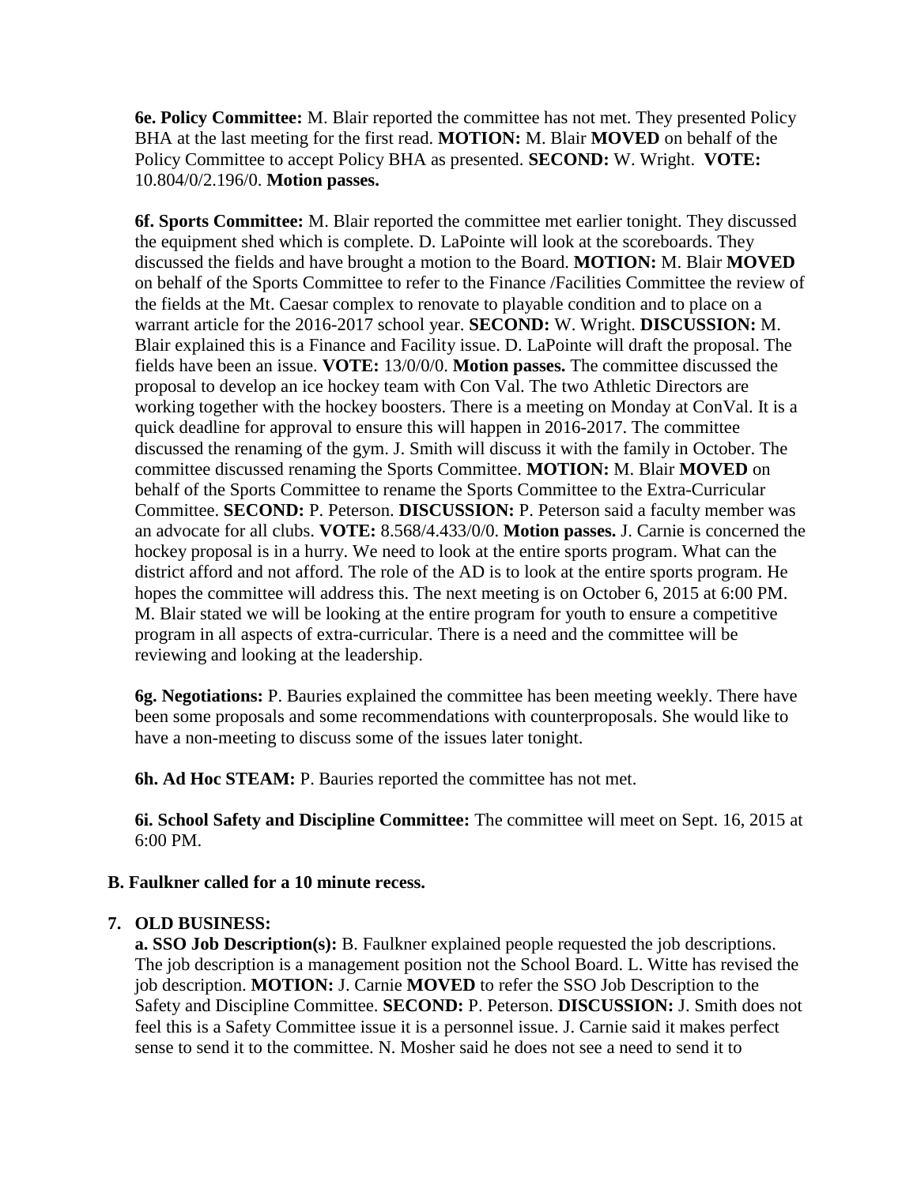**6e. Policy Committee:** M. Blair reported the committee has not met. They presented Policy BHA at the last meeting for the first read. **MOTION:** M. Blair **MOVED** on behalf of the Policy Committee to accept Policy BHA as presented. **SECOND:** W. Wright. **VOTE:** 10.804/0/2.196/0. **Motion passes.**

**6f. Sports Committee:** M. Blair reported the committee met earlier tonight. They discussed the equipment shed which is complete. D. LaPointe will look at the scoreboards. They discussed the fields and have brought a motion to the Board. **MOTION:** M. Blair **MOVED** on behalf of the Sports Committee to refer to the Finance /Facilities Committee the review of the fields at the Mt. Caesar complex to renovate to playable condition and to place on a warrant article for the 2016-2017 school year. **SECOND:** W. Wright. **DISCUSSION:** M. Blair explained this is a Finance and Facility issue. D. LaPointe will draft the proposal. The fields have been an issue. **VOTE:** 13/0/0/0. **Motion passes.** The committee discussed the proposal to develop an ice hockey team with Con Val. The two Athletic Directors are working together with the hockey boosters. There is a meeting on Monday at ConVal. It is a quick deadline for approval to ensure this will happen in 2016-2017. The committee discussed the renaming of the gym. J. Smith will discuss it with the family in October. The committee discussed renaming the Sports Committee. **MOTION:** M. Blair **MOVED** on behalf of the Sports Committee to rename the Sports Committee to the Extra-Curricular Committee. **SECOND:** P. Peterson. **DISCUSSION:** P. Peterson said a faculty member was an advocate for all clubs. **VOTE:** 8.568/4.433/0/0. **Motion passes.** J. Carnie is concerned the hockey proposal is in a hurry. We need to look at the entire sports program. What can the district afford and not afford. The role of the AD is to look at the entire sports program. He hopes the committee will address this. The next meeting is on October 6, 2015 at 6:00 PM. M. Blair stated we will be looking at the entire program for youth to ensure a competitive program in all aspects of extra-curricular. There is a need and the committee will be reviewing and looking at the leadership.

**6g. Negotiations:** P. Bauries explained the committee has been meeting weekly. There have been some proposals and some recommendations with counterproposals. She would like to have a non-meeting to discuss some of the issues later tonight.

**6h. Ad Hoc STEAM:** P. Bauries reported the committee has not met.

**6i. School Safety and Discipline Committee:** The committee will meet on Sept. 16, 2015 at 6:00 PM.

**B. Faulkner called for a 10 minute recess.**

**7. OLD BUSINESS:**

**a. SSO Job Description(s):** B. Faulkner explained people requested the job descriptions. The job description is a management position not the School Board. L. Witte has revised the job description. **MOTION:** J. Carnie **MOVED** to refer the SSO Job Description to the Safety and Discipline Committee. **SECOND:** P. Peterson. **DISCUSSION:** J. Smith does not feel this is a Safety Committee issue it is a personnel issue. J. Carnie said it makes perfect sense to send it to the committee. N. Mosher said he does not see a need to send it to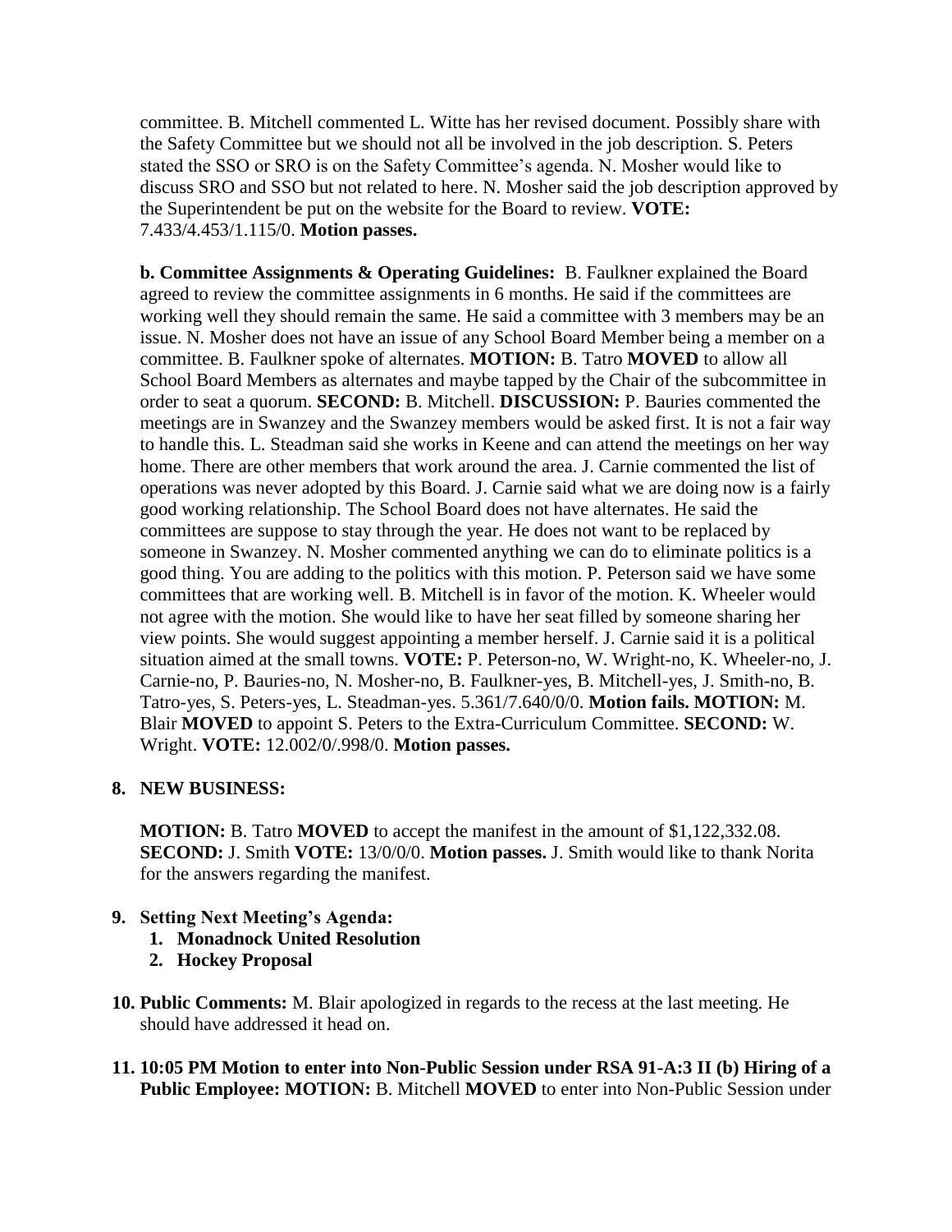committee. B. Mitchell commented L. Witte has her revised document. Possibly share with the Safety Committee but we should not all be involved in the job description. S. Peters stated the SSO or SRO is on the Safety Committee's agenda. N. Mosher would like to discuss SRO and SSO but not related to here. N. Mosher said the job description approved by the Superintendent be put on the website for the Board to review. **VOTE:** 7.433/4.453/1.115/0. **Motion passes.**

**b. Committee Assignments & Operating Guidelines:** B. Faulkner explained the Board agreed to review the committee assignments in 6 months. He said if the committees are working well they should remain the same. He said a committee with 3 members may be an issue. N. Mosher does not have an issue of any School Board Member being a member on a committee. B. Faulkner spoke of alternates. **MOTION:** B. Tatro **MOVED** to allow all School Board Members as alternates and maybe tapped by the Chair of the subcommittee in order to seat a quorum. **SECOND:** B. Mitchell. **DISCUSSION:** P. Bauries commented the meetings are in Swanzey and the Swanzey members would be asked first. It is not a fair way to handle this. L. Steadman said she works in Keene and can attend the meetings on her way home. There are other members that work around the area. J. Carnie commented the list of operations was never adopted by this Board. J. Carnie said what we are doing now is a fairly good working relationship. The School Board does not have alternates. He said the committees are suppose to stay through the year. He does not want to be replaced by someone in Swanzey. N. Mosher commented anything we can do to eliminate politics is a good thing. You are adding to the politics with this motion. P. Peterson said we have some committees that are working well. B. Mitchell is in favor of the motion. K. Wheeler would not agree with the motion. She would like to have her seat filled by someone sharing her view points. She would suggest appointing a member herself. J. Carnie said it is a political situation aimed at the small towns. **VOTE:** P. Peterson-no, W. Wright-no, K. Wheeler-no, J. Carnie-no, P. Bauries-no, N. Mosher-no, B. Faulkner-yes, B. Mitchell-yes, J. Smith-no, B. Tatro-yes, S. Peters-yes, L. Steadman-yes. 5.361/7.640/0/0. **Motion fails. MOTION:** M. Blair **MOVED** to appoint S. Peters to the Extra-Curriculum Committee. **SECOND:** W. Wright. **VOTE:** 12.002/0/.998/0. **Motion passes.**

**8. NEW BUSINESS:**

**MOTION:** B. Tatro **MOVED** to accept the manifest in the amount of $1,122,332.08. **SECOND:** J. Smith **VOTE:** 13/0/0/0. **Motion passes.** J. Smith would like to thank Norita for the answers regarding the manifest.

**9. Setting Next Meeting's Agenda:**

1. **Monadnock United Resolution**
2. **Hockey Proposal**

**10. Public Comments:** M. Blair apologized in regards to the recess at the last meeting. He should have addressed it head on.

**11. 10:05 PM Motion to enter into Non-Public Session under RSA 91-A:3 II (b) Hiring of a Public Employee: MOTION:** B. Mitchell **MOVED** to enter into Non-Public Session under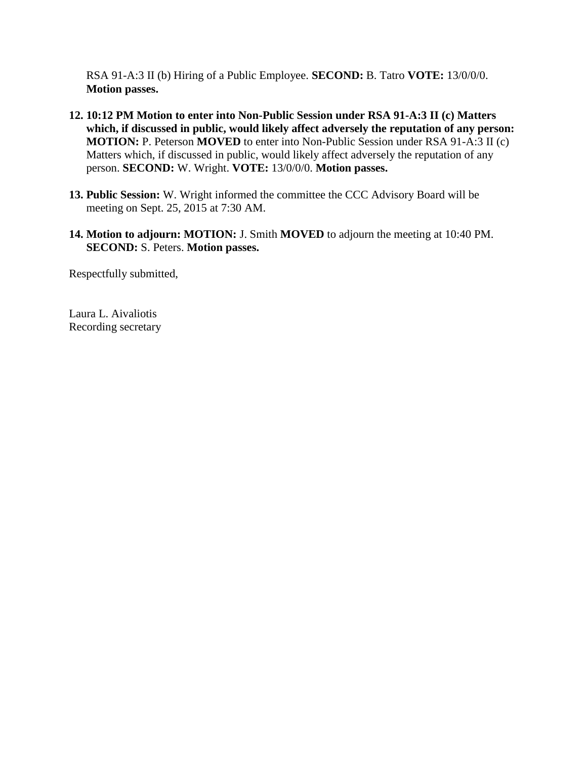RSA 91-A:3 II (b) Hiring of a Public Employee. **SECOND:** B. Tatro **VOTE:** 13/0/0/0. **Motion passes.**

12. **10:12 PM Motion to enter into Non-Public Session under RSA 91-A:3 II (c) Matters which, if discussed in public, would likely affect adversely the reputation of any person: MOTION:** P. Peterson **MOVED** to enter into Non-Public Session under RSA 91-A:3 II (c) Matters which, if discussed in public, would likely affect adversely the reputation of any person. **SECOND:** W. Wright. **VOTE:** 13/0/0/0. **Motion passes.**

13. **Public Session:** W. Wright informed the committee the CCC Advisory Board will be meeting on Sept. 25, 2015 at 7:30 AM.

14. **Motion to adjourn: MOTION:** J. Smith **MOVED** to adjourn the meeting at 10:40 PM. **SECOND:** S. Peters. **Motion passes.**

Respectfully submitted,

Laura L. Aivaliotis
Recording secretary